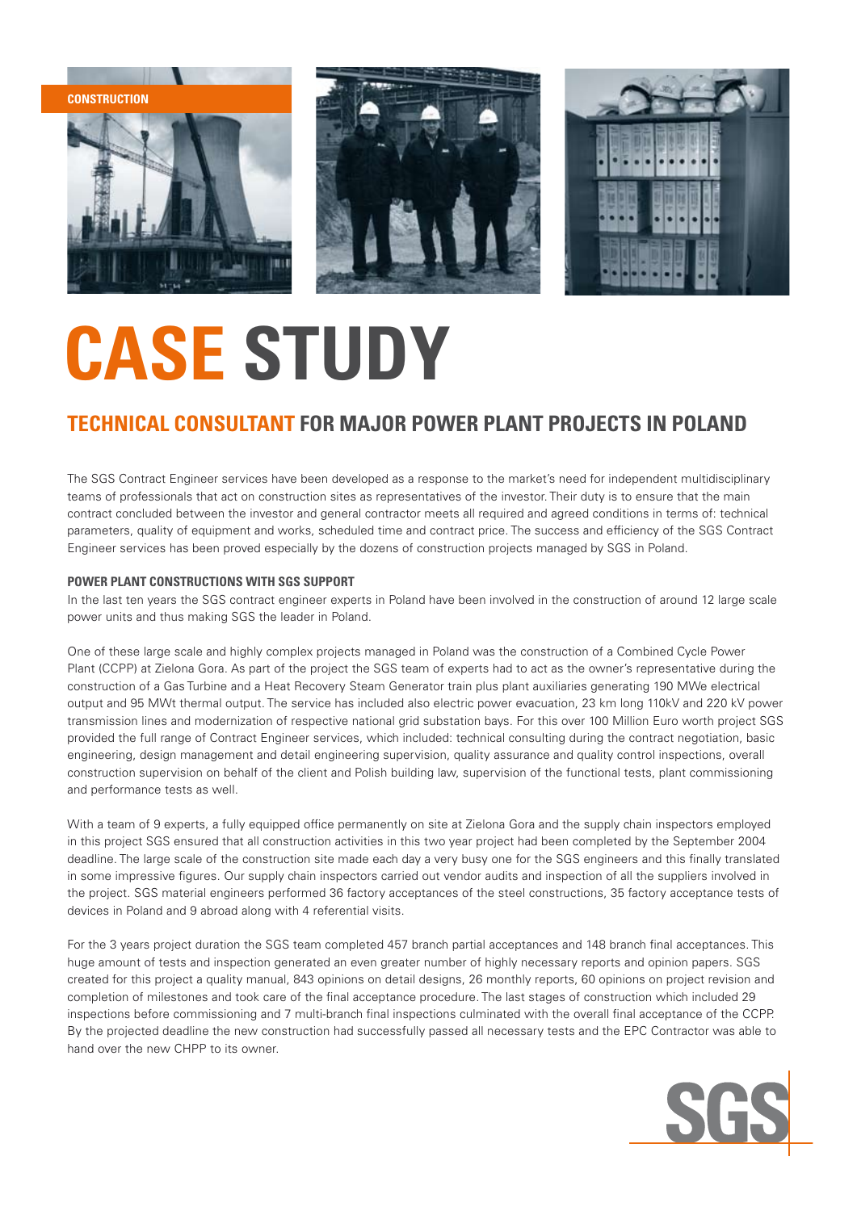CONSTRUCTION

# CASE STUDY

## TECHNICAL CONSULTANT FOR MAJOR POWER PLANT PROJECTS IN POLAND

The SGS Contract Engineer services have been developed as a response to the market's need for independent multidisciplinary teams of professionals that act on construction sites as representatives of the investor. Their duty is to ensure that the main contract concluded between the investor and general contractor meets all required and agreed conditions in terms of: technical parameters, quality of equipment and works, scheduled time and contract price. The success and efficiency of the SGS Contract Engineer services has been proved especially by the dozens of construction projects managed by SGS in Poland.

### POWER PLANT CONSTRUCTIONS WITH SGS SUPPORT

In the last ten years the SGS contract engineer experts in Poland have been involved in the construction of around 12 large scale power units and thus making SGS the leader in Poland.

One of these large scale and highly complex projects managed in Poland was the construction of a Combined Cycle Power Plant (CCPP) at Zielona Gora. As part of the project the SGS team of experts had to act as the owner's representative during the construction of a Gas Turbine and a Heat Recovery Steam Generator train plus plant auxiliaries generating 190 MWe electrical output and 95 MWt thermal output. The service has included also electric power evacuation, 23 km long 110kV and 220 kV power transmission lines and modernization of respective national grid substation bays. For this over 100 Million Euro worth project SGS provided the full range of Contract Engineer services, which included: technical consulting during the contract negotiation, basic engineering, design management and detail engineering supervision, quality assurance and quality control inspections, overall construction supervision on behalf of the client and Polish building law, supervision of the functional tests, plant commissioning and performance tests as well.

With a team of 9 experts, a fully equipped office permanently on site at Zielona Gora and the supply chain inspectors employed in this project SGS ensured that all construction activities in this two year project had been completed by the September 2004 deadline. The large scale of the construction site made each day a very busy one for the SGS engineers and this finally translated in some impressive figures. Our supply chain inspectors carried out vendor audits and inspection of all the suppliers involved in the project. SGS material engineers performed 36 factory acceptances of the steel constructions, 35 factory acceptance tests of devices in Poland and 9 abroad along with 4 referential visits.

For the 3 years project duration the SGS team completed 457 branch partial acceptances and 148 branch final acceptances. This huge amount of tests and inspection generated an even greater number of highly necessary reports and opinion papers. SGS created for this project a quality manual, 843 opinions on detail designs, 26 monthly reports, 60 opinions on project revision and completion of milestones and took care of the final acceptance procedure. The last stages of construction which included 29 inspections before commissioning and 7 multi-branch final inspections culminated with the overall final acceptance of the CCPP. By the projected deadline the new construction had successfully passed all necessary tests and the EPC Contractor was able to hand over the new CHPP to its owner.

SGS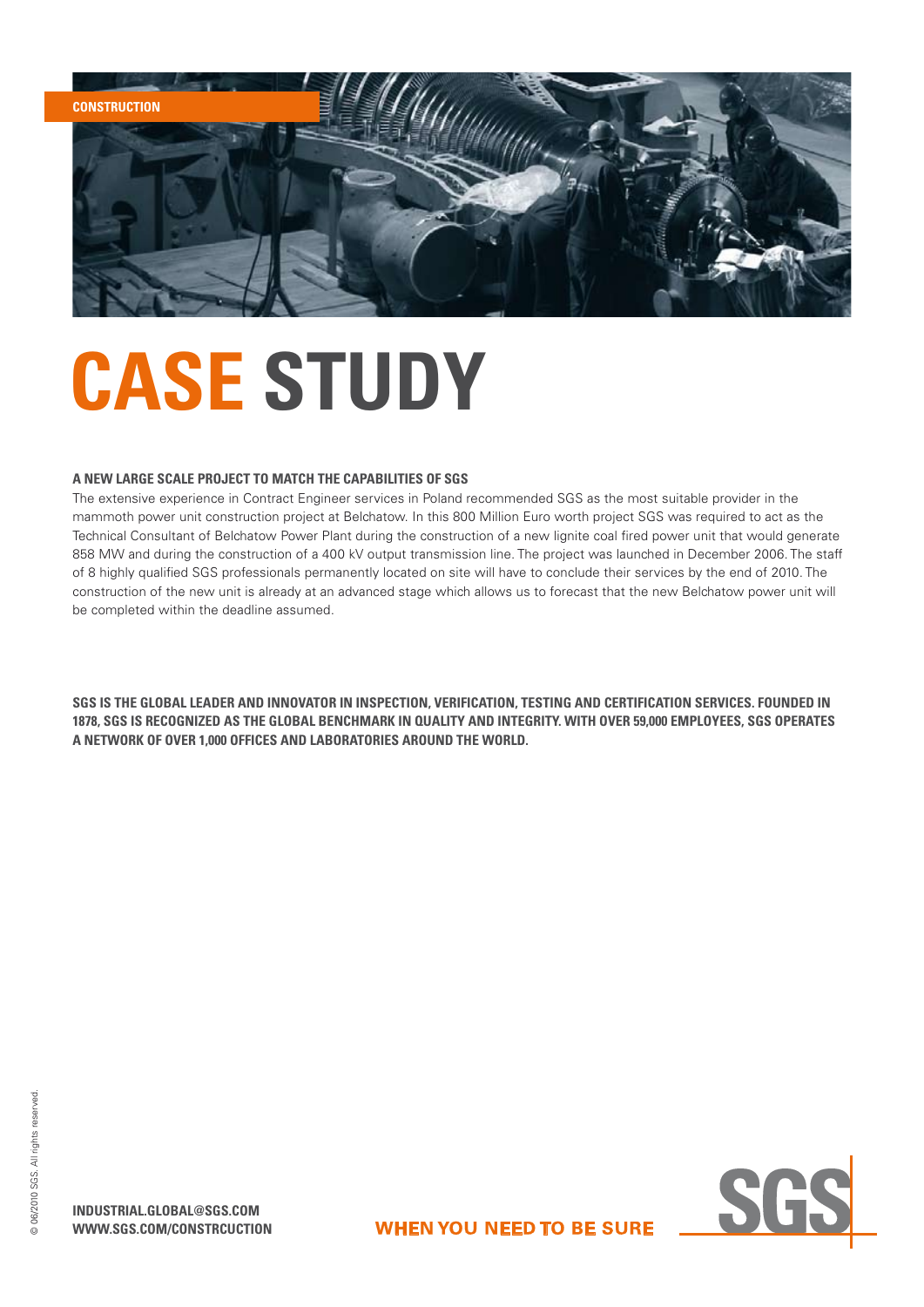CONSTRUCTION

# CASE STUDY

### A NEW LARGE SCALE PROJECT TO MATCH THE CAPABILITIES OF SGS

The extensive experience in Contract Engineer services in Poland recommended SGS as the most suitable provider in the mammoth power unit construction project at Belchatow. In this 800 Million Euro worth project SGS was required to act as the Technical Consultant of Belchatow Power Plant during the construction of a new lignite coal fired power unit that would generate 858 MW and during the construction of a 400 kV output transmission line. The project was launched in December 2006. The staff of 8 highly qualified SGS professionals permanently located on site will have to conclude their services by the end of 2010. The construction of the new unit is already at an advanced stage which allows us to forecast that the new Belchatow power unit will be completed within the deadline assumed.

**SGS IS THE GLOBAL LEADER AND INNOVATOR IN INSPECTION, VERIFICATION, TESTING AND CERTIFICATION SERVICES. FOUNDED IN 1878, SGS IS RECOGNIZED AS THE GLOBAL BENCHMARK IN QUALITY AND INTEGRITY. WITH OVER 59,000 EMPLOYEES, SGS OPERATES A NETWORK OF OVER 1,000 OFFICES AND LABORATORIES AROUND THE WORLD.**

© 06/2010 SGS. All rights reserved.

**INDUSTRIAL.GLOBAL@SGS.COM**
**WWW.SGS.COM/CONSTRCUCTION**

WHEN YOU NEED TO BE SURE

SGS